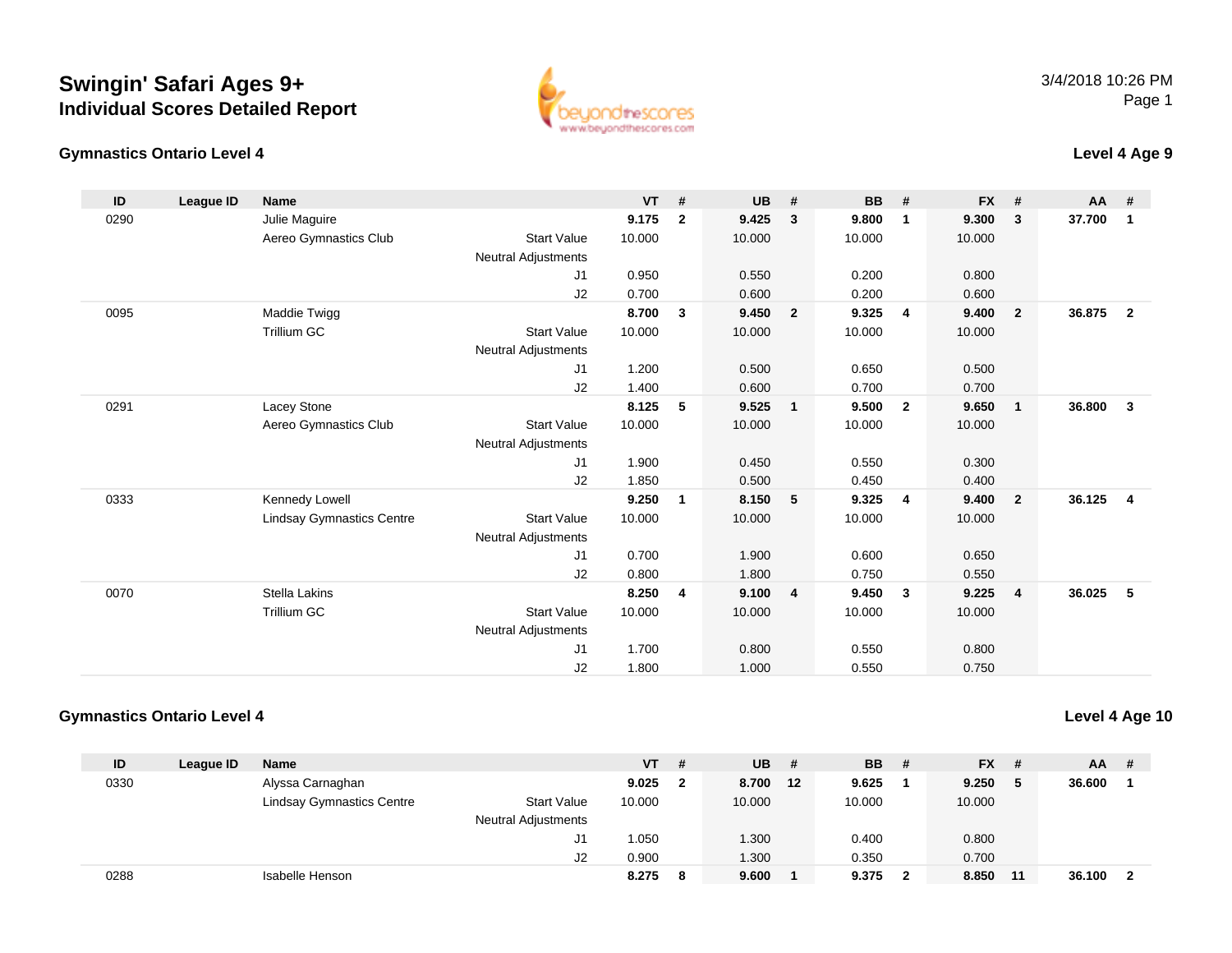# Swingin' Safari Ages 9+

## Individual Scores Detailed Report

### Gymnastics Ontario Level 4

**Level 4 Age 9**

| ID | League ID | Name | | VT | # | UB | # | BB | # | FX | # | AA | # |
|---|---|---|---|---|---|---|---|---|---|---|---|---|---|
| 0290 | | Julie Maguire | | **9.175** | **2** | **9.425** | **3** | **9.800** | **1** | **9.300** | **3** | **37.700** | **1** |
| | | Aereo Gymnastics Club | Start Value | 10.000 | | 10.000 | | 10.000 | | 10.000 | | | |
| | | | Neutral Adjustments | | | | | | | | | | |
| | | | J1 | 0.950 | | 0.550 | | 0.200 | | 0.800 | | | |
| | | | J2 | 0.700 | | 0.600 | | 0.200 | | 0.600 | | | |
| 0095 | | Maddie Twigg | | **8.700** | **3** | **9.450** | **2** | **9.325** | **4** | **9.400** | **2** | **36.875** | **2** |
| | | Trillium GC | Start Value | 10.000 | | 10.000 | | 10.000 | | 10.000 | | | |
| | | | Neutral Adjustments | | | | | | | | | | |
| | | | J1 | 1.200 | | 0.500 | | 0.650 | | 0.500 | | | |
| | | | J2 | 1.400 | | 0.600 | | 0.700 | | 0.700 | | | |
| 0291 | | Lacey Stone | | **8.125** | **5** | **9.525** | **1** | **9.500** | **2** | **9.650** | **1** | **36.800** | **3** |
| | | Aereo Gymnastics Club | Start Value | 10.000 | | 10.000 | | 10.000 | | 10.000 | | | |
| | | | Neutral Adjustments | | | | | | | | | | |
| | | | J1 | 1.900 | | 0.450 | | 0.550 | | 0.300 | | | |
| | | | J2 | 1.850 | | 0.500 | | 0.450 | | 0.400 | | | |
| 0333 | | Kennedy Lowell | | **9.250** | **1** | **8.150** | **5** | **9.325** | **4** | **9.400** | **2** | **36.125** | **4** |
| | | Lindsay Gymnastics Centre | Start Value | 10.000 | | 10.000 | | 10.000 | | 10.000 | | | |
| | | | Neutral Adjustments | | | | | | | | | | |
| | | | J1 | 0.700 | | 1.900 | | 0.600 | | 0.650 | | | |
| | | | J2 | 0.800 | | 1.800 | | 0.750 | | 0.550 | | | |
| 0070 | | Stella Lakins | | **8.250** | **4** | **9.100** | **4** | **9.450** | **3** | **9.225** | **4** | **36.025** | **5** |
| | | Trillium GC | Start Value | 10.000 | | 10.000 | | 10.000 | | 10.000 | | | |
| | | | Neutral Adjustments | | | | | | | | | | |
| | | | J1 | 1.700 | | 0.800 | | 0.550 | | 0.800 | | | |
| | | | J2 | 1.800 | | 1.000 | | 0.550 | | 0.750 | | | |

### Gymnastics Ontario Level 4

**Level 4 Age 10**

| ID | League ID | Name | | VT | # | UB | # | BB | # | FX | # | AA | # |
|---|---|---|---|---|---|---|---|---|---|---|---|---|---|
| 0330 | | Alyssa Carnaghan | | **9.025** | **2** | **8.700** | **12** | **9.625** | **1** | **9.250** | **5** | **36.600** | **1** |
| | | Lindsay Gymnastics Centre | Start Value | 10.000 | | 10.000 | | 10.000 | | 10.000 | | | |
| | | | Neutral Adjustments | | | | | | | | | | |
| | | | J1 | 1.050 | | 1.300 | | 0.400 | | 0.800 | | | |
| | | | J2 | 0.900 | | 1.300 | | 0.350 | | 0.700 | | | |
| 0288 | | Isabelle Henson | | **8.275** | **8** | **9.600** | **1** | **9.375** | **2** | **8.850** | **11** | **36.100** | **2** |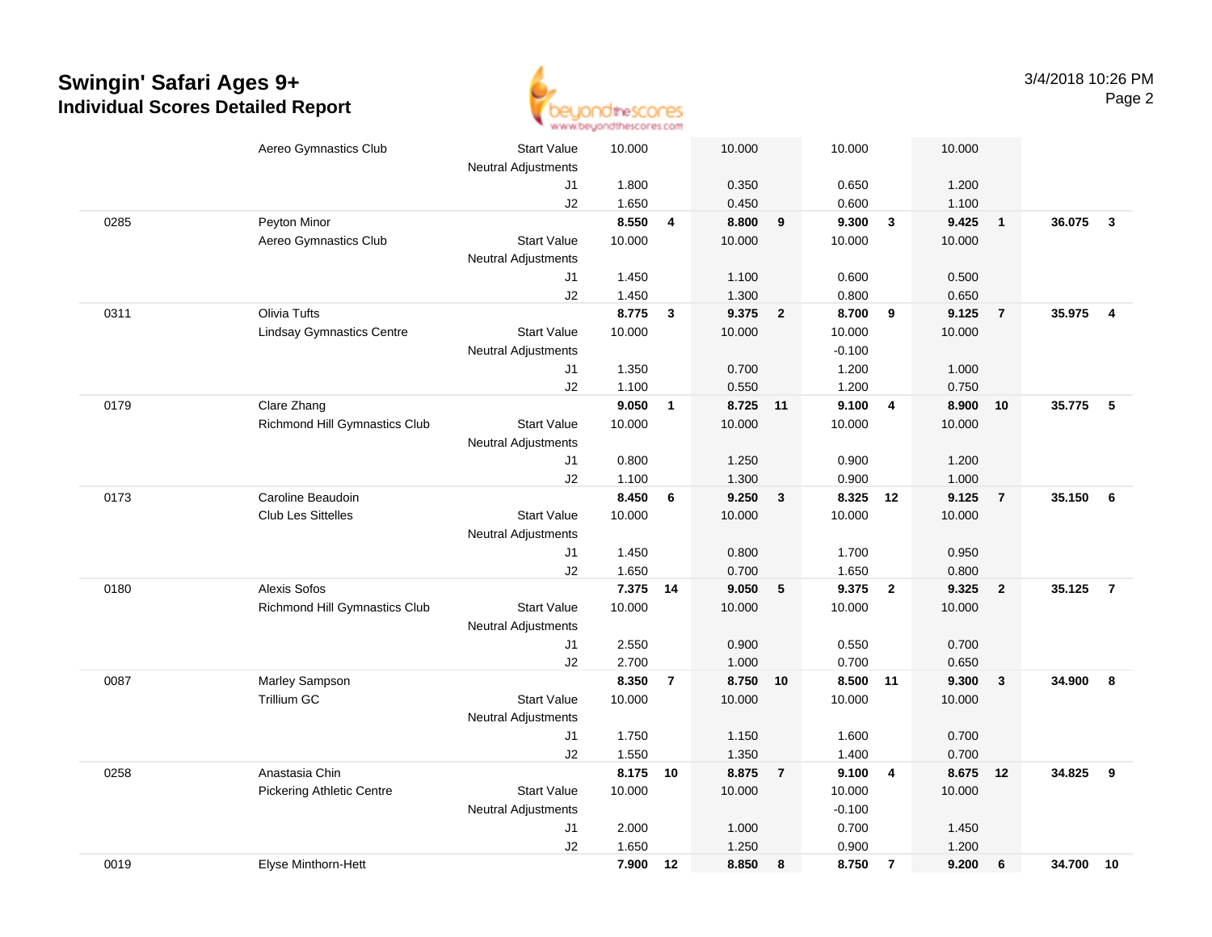# Swingin' Safari Ages 9+

## Individual Scores Detailed Report

3/4/2018 10:26 PM

| # | Name / Club | | Vault | | Bars | | Beam | | Floor | | AA | |
|---|---|---|---|---|---|---|---|---|---|---|---|---|
| | Aereo Gymnastics Club | Start Value | 10.000 | | 10.000 | | 10.000 | | 10.000 | | | |
| | | Neutral Adjustments | | | | | | | | | | |
| | | J1 | 1.800 | | 0.350 | | 0.650 | | 1.200 | | | |
| | | J2 | 1.650 | | 0.450 | | 0.600 | | 1.100 | | | |
| 0285 | Peyton Minor | | **8.550** | **4** | **8.800** | **9** | **9.300** | **3** | **9.425** | **1** | **36.075** | **3** |
| | Aereo Gymnastics Club | Start Value | 10.000 | | 10.000 | | 10.000 | | 10.000 | | | |
| | | Neutral Adjustments | | | | | | | | | | |
| | | J1 | 1.450 | | 1.100 | | 0.600 | | 0.500 | | | |
| | | J2 | 1.450 | | 1.300 | | 0.800 | | 0.650 | | | |
| 0311 | Olivia Tufts | | **8.775** | **3** | **9.375** | **2** | **8.700** | **9** | **9.125** | **7** | **35.975** | **4** |
| | Lindsay Gymnastics Centre | Start Value | 10.000 | | 10.000 | | 10.000 | | 10.000 | | | |
| | | Neutral Adjustments | | | | | -0.100 | | | | | |
| | | J1 | 1.350 | | 0.700 | | 1.200 | | 1.000 | | | |
| | | J2 | 1.100 | | 0.550 | | 1.200 | | 0.750 | | | |
| 0179 | Clare Zhang | | **9.050** | **1** | **8.725** | **11** | **9.100** | **4** | **8.900** | **10** | **35.775** | **5** |
| | Richmond Hill Gymnastics Club | Start Value | 10.000 | | 10.000 | | 10.000 | | 10.000 | | | |
| | | Neutral Adjustments | | | | | | | | | | |
| | | J1 | 0.800 | | 1.250 | | 0.900 | | 1.200 | | | |
| | | J2 | 1.100 | | 1.300 | | 0.900 | | 1.000 | | | |
| 0173 | Caroline Beaudoin | | **8.450** | **6** | **9.250** | **3** | **8.325** | **12** | **9.125** | **7** | **35.150** | **6** |
| | Club Les Sittelles | Start Value | 10.000 | | 10.000 | | 10.000 | | 10.000 | | | |
| | | Neutral Adjustments | | | | | | | | | | |
| | | J1 | 1.450 | | 0.800 | | 1.700 | | 0.950 | | | |
| | | J2 | 1.650 | | 0.700 | | 1.650 | | 0.800 | | | |
| 0180 | Alexis Sofos | | **7.375** | **14** | **9.050** | **5** | **9.375** | **2** | **9.325** | **2** | **35.125** | **7** |
| | Richmond Hill Gymnastics Club | Start Value | 10.000 | | 10.000 | | 10.000 | | 10.000 | | | |
| | | Neutral Adjustments | | | | | | | | | | |
| | | J1 | 2.550 | | 0.900 | | 0.550 | | 0.700 | | | |
| | | J2 | 2.700 | | 1.000 | | 0.700 | | 0.650 | | | |
| 0087 | Marley Sampson | | **8.350** | **7** | **8.750** | **10** | **8.500** | **11** | **9.300** | **3** | **34.900** | **8** |
| | Trillium GC | Start Value | 10.000 | | 10.000 | | 10.000 | | 10.000 | | | |
| | | Neutral Adjustments | | | | | | | | | | |
| | | J1 | 1.750 | | 1.150 | | 1.600 | | 0.700 | | | |
| | | J2 | 1.550 | | 1.350 | | 1.400 | | 0.700 | | | |
| 0258 | Anastasia Chin | | **8.175** | **10** | **8.875** | **7** | **9.100** | **4** | **8.675** | **12** | **34.825** | **9** |
| | Pickering Athletic Centre | Start Value | 10.000 | | 10.000 | | 10.000 | | 10.000 | | | |
| | | Neutral Adjustments | | | | | -0.100 | | | | | |
| | | J1 | 2.000 | | 1.000 | | 0.700 | | 1.450 | | | |
| | | J2 | 1.650 | | 1.250 | | 0.900 | | 1.200 | | | |
| 0019 | Elyse Minthorn-Hett | | **7.900** | **12** | **8.850** | **8** | **8.750** | **7** | **9.200** | **6** | **34.700** | **10** |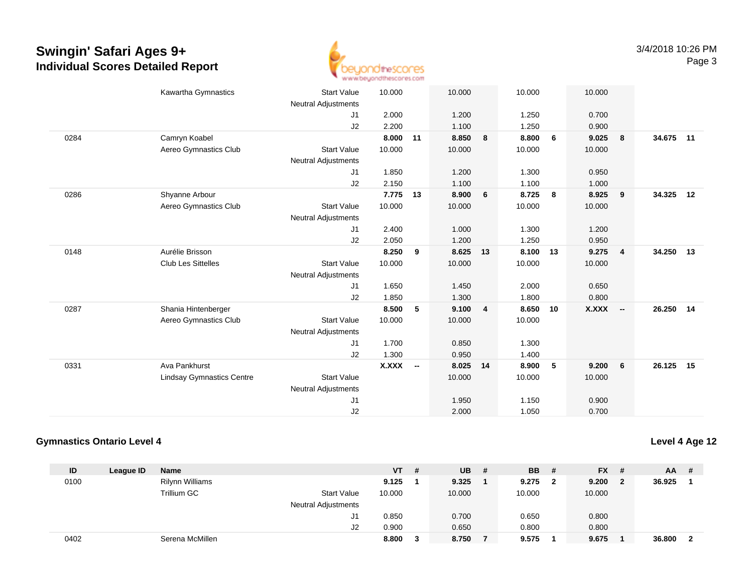# Swingin' Safari Ages 9+
## Individual Scores Detailed Report

| ID | League ID | Name | | VT | # | UB | # | BB | # | FX | # | AA | # |
|---|---|---|---|---|---|---|---|---|---|---|---|---|---|
| | | Kawartha Gymnastics | Start Value | 10.000 | | 10.000 | | 10.000 | | 10.000 | | | |
| | | | Neutral Adjustments | | | | | | | | | | |
| | | | J1 | 2.000 | | 1.200 | | 1.250 | | 0.700 | | | |
| | | | J2 | 2.200 | | 1.100 | | 1.250 | | 0.900 | | | |
| 0284 | | Camryn Koabel | | **8.000** | **11** | **8.850** | **8** | **8.800** | **6** | **9.025** | **8** | **34.675** | **11** |
| | | Aereo Gymnastics Club | Start Value | 10.000 | | 10.000 | | 10.000 | | 10.000 | | | |
| | | | Neutral Adjustments | | | | | | | | | | |
| | | | J1 | 1.850 | | 1.200 | | 1.300 | | 0.950 | | | |
| | | | J2 | 2.150 | | 1.100 | | 1.100 | | 1.000 | | | |
| 0286 | | Shyanne Arbour | | **7.775** | **13** | **8.900** | **6** | **8.725** | **8** | **8.925** | **9** | **34.325** | **12** |
| | | Aereo Gymnastics Club | Start Value | 10.000 | | 10.000 | | 10.000 | | 10.000 | | | |
| | | | Neutral Adjustments | | | | | | | | | | |
| | | | J1 | 2.400 | | 1.000 | | 1.300 | | 1.200 | | | |
| | | | J2 | 2.050 | | 1.200 | | 1.250 | | 0.950 | | | |
| 0148 | | Aurélie Brisson | | **8.250** | **9** | **8.625** | **13** | **8.100** | **13** | **9.275** | **4** | **34.250** | **13** |
| | | Club Les Sittelles | Start Value | 10.000 | | 10.000 | | 10.000 | | 10.000 | | | |
| | | | Neutral Adjustments | | | | | | | | | | |
| | | | J1 | 1.650 | | 1.450 | | 2.000 | | 0.650 | | | |
| | | | J2 | 1.850 | | 1.300 | | 1.800 | | 0.800 | | | |
| 0287 | | Shania Hintenberger | | **8.500** | **5** | **9.100** | **4** | **8.650** | **10** | **X.XXX** | **--** | **26.250** | **14** |
| | | Aereo Gymnastics Club | Start Value | 10.000 | | 10.000 | | 10.000 | | | | | |
| | | | Neutral Adjustments | | | | | | | | | | |
| | | | J1 | 1.700 | | 0.850 | | 1.300 | | | | | |
| | | | J2 | 1.300 | | 0.950 | | 1.400 | | | | | |
| 0331 | | Ava Pankhurst | | **X.XXX** | **--** | **8.025** | **14** | **8.900** | **5** | **9.200** | **6** | **26.125** | **15** |
| | | Lindsay Gymnastics Centre | Start Value | | | 10.000 | | 10.000 | | 10.000 | | | |
| | | | Neutral Adjustments | | | | | | | | | | |
| | | | J1 | | | 1.950 | | 1.150 | | 0.900 | | | |
| | | | J2 | | | 2.000 | | 1.050 | | 0.700 | | | |

### Gymnastics Ontario Level 4

**Level 4 Age 12**

| ID | League ID | Name | | VT | # | UB | # | BB | # | FX | # | AA | # |
|---|---|---|---|---|---|---|---|---|---|---|---|---|---|
| 0100 | | Rilynn Williams | | **9.125** | **1** | **9.325** | **1** | **9.275** | **2** | **9.200** | **2** | **36.925** | **1** |
| | | Trillium GC | Start Value | 10.000 | | 10.000 | | 10.000 | | 10.000 | | | |
| | | | Neutral Adjustments | | | | | | | | | | |
| | | | J1 | 0.850 | | 0.700 | | 0.650 | | 0.800 | | | |
| | | | J2 | 0.900 | | 0.650 | | 0.800 | | 0.800 | | | |
| 0402 | | Serena McMillen | | **8.800** | **3** | **8.750** | **7** | **9.575** | **1** | **9.675** | **1** | **36.800** | **2** |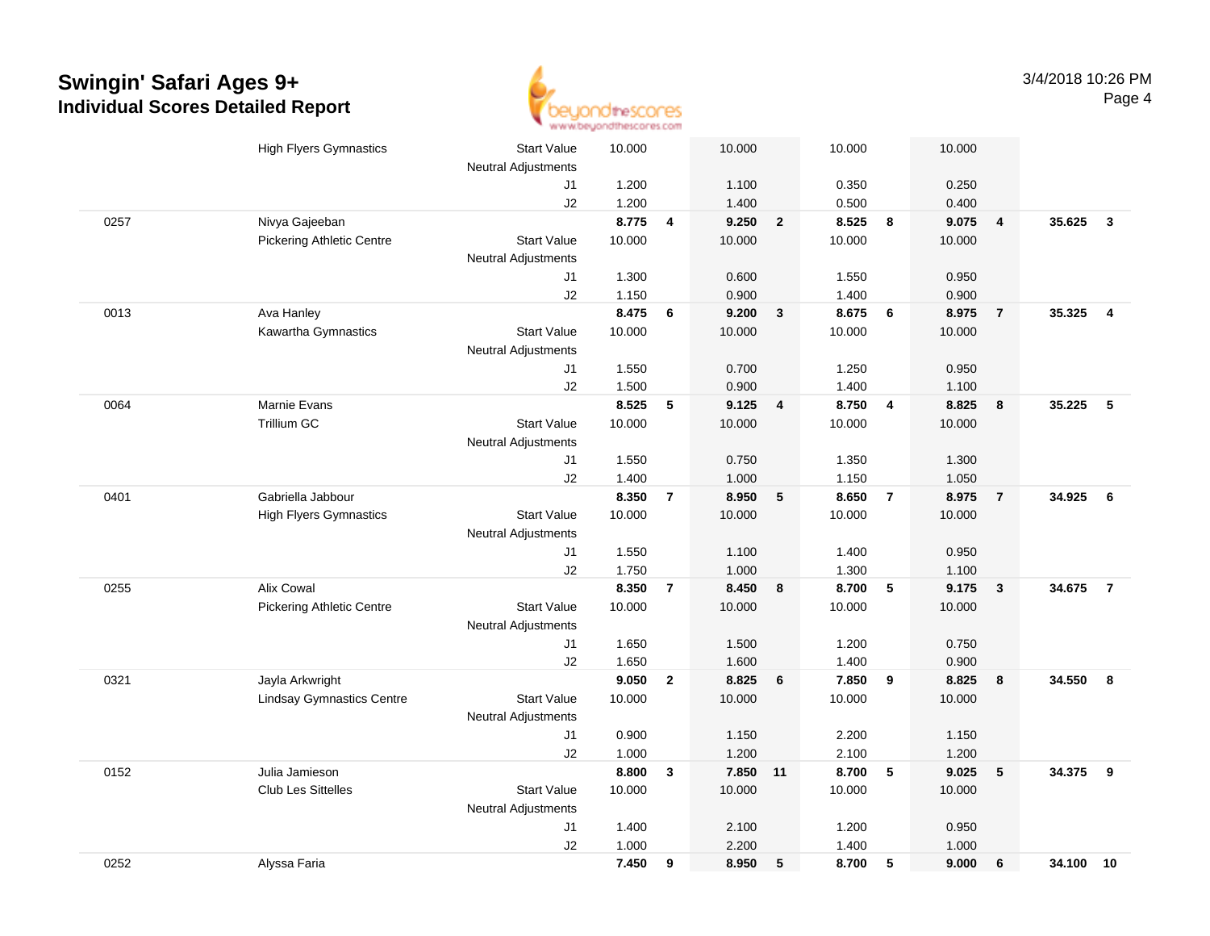# Swingin' Safari Ages 9+

## Individual Scores Detailed Report

3/4/2018 10:26 PM

| | | | | | | | | | | | | |
|---|---|---|---|---|---|---|---|---|---|---|---|---|
| | High Flyers Gymnastics | Start Value | 10.000 | | 10.000 | | 10.000 | | 10.000 | | | |
| | | Neutral Adjustments | | | | | | | | | | |
| | | J1 | 1.200 | | 1.100 | | 0.350 | | 0.250 | | | |
| | | J2 | 1.200 | | 1.400 | | 0.500 | | 0.400 | | | |
| 0257 | Nivya Gajeeban | | **8.775** | **4** | **9.250** | **2** | **8.525** | **8** | **9.075** | **4** | **35.625** | **3** |
| | Pickering Athletic Centre | Start Value | 10.000 | | 10.000 | | 10.000 | | 10.000 | | | |
| | | Neutral Adjustments | | | | | | | | | | |
| | | J1 | 1.300 | | 0.600 | | 1.550 | | 0.950 | | | |
| | | J2 | 1.150 | | 0.900 | | 1.400 | | 0.900 | | | |
| 0013 | Ava Hanley | | **8.475** | **6** | **9.200** | **3** | **8.675** | **6** | **8.975** | **7** | **35.325** | **4** |
| | Kawartha Gymnastics | Start Value | 10.000 | | 10.000 | | 10.000 | | 10.000 | | | |
| | | Neutral Adjustments | | | | | | | | | | |
| | | J1 | 1.550 | | 0.700 | | 1.250 | | 0.950 | | | |
| | | J2 | 1.500 | | 0.900 | | 1.400 | | 1.100 | | | |
| 0064 | Marnie Evans | | **8.525** | **5** | **9.125** | **4** | **8.750** | **4** | **8.825** | **8** | **35.225** | **5** |
| | Trillium GC | Start Value | 10.000 | | 10.000 | | 10.000 | | 10.000 | | | |
| | | Neutral Adjustments | | | | | | | | | | |
| | | J1 | 1.550 | | 0.750 | | 1.350 | | 1.300 | | | |
| | | J2 | 1.400 | | 1.000 | | 1.150 | | 1.050 | | | |
| 0401 | Gabriella Jabbour | | **8.350** | **7** | **8.950** | **5** | **8.650** | **7** | **8.975** | **7** | **34.925** | **6** |
| | High Flyers Gymnastics | Start Value | 10.000 | | 10.000 | | 10.000 | | 10.000 | | | |
| | | Neutral Adjustments | | | | | | | | | | |
| | | J1 | 1.550 | | 1.100 | | 1.400 | | 0.950 | | | |
| | | J2 | 1.750 | | 1.000 | | 1.300 | | 1.100 | | | |
| 0255 | Alix Cowal | | **8.350** | **7** | **8.450** | **8** | **8.700** | **5** | **9.175** | **3** | **34.675** | **7** |
| | Pickering Athletic Centre | Start Value | 10.000 | | 10.000 | | 10.000 | | 10.000 | | | |
| | | Neutral Adjustments | | | | | | | | | | |
| | | J1 | 1.650 | | 1.500 | | 1.200 | | 0.750 | | | |
| | | J2 | 1.650 | | 1.600 | | 1.400 | | 0.900 | | | |
| 0321 | Jayla Arkwright | | **9.050** | **2** | **8.825** | **6** | **7.850** | **9** | **8.825** | **8** | **34.550** | **8** |
| | Lindsay Gymnastics Centre | Start Value | 10.000 | | 10.000 | | 10.000 | | 10.000 | | | |
| | | Neutral Adjustments | | | | | | | | | | |
| | | J1 | 0.900 | | 1.150 | | 2.200 | | 1.150 | | | |
| | | J2 | 1.000 | | 1.200 | | 2.100 | | 1.200 | | | |
| 0152 | Julia Jamieson | | **8.800** | **3** | **7.850** | **11** | **8.700** | **5** | **9.025** | **5** | **34.375** | **9** |
| | Club Les Sittelles | Start Value | 10.000 | | 10.000 | | 10.000 | | 10.000 | | | |
| | | Neutral Adjustments | | | | | | | | | | |
| | | J1 | 1.400 | | 2.100 | | 1.200 | | 0.950 | | | |
| | | J2 | 1.000 | | 2.200 | | 1.400 | | 1.000 | | | |
| 0252 | Alyssa Faria | | **7.450** | **9** | **8.950** | **5** | **8.700** | **5** | **9.000** | **6** | **34.100** | **10** |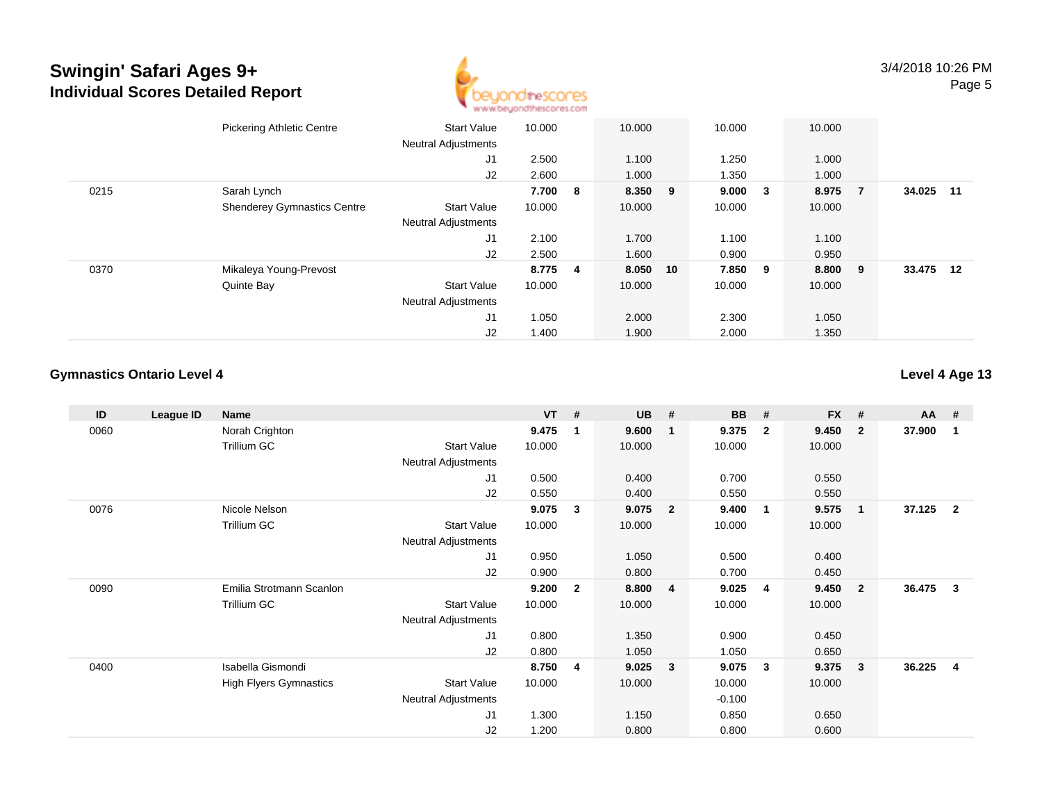# Swingin' Safari Ages 9+
## Individual Scores Detailed Report

| ID | League ID | Name | | VT | # | UB | # | BB | # | FX | # | AA | # |
|---|---|---|---|---|---|---|---|---|---|---|---|---|---|
| | | Pickering Athletic Centre | Start Value | 10.000 | | 10.000 | | 10.000 | | 10.000 | | | |
| | | | Neutral Adjustments | | | | | | | | | | |
| | | | J1 | 2.500 | | 1.100 | | 1.250 | | 1.000 | | | |
| | | | J2 | 2.600 | | 1.000 | | 1.350 | | 1.000 | | | |
| 0215 | | Sarah Lynch | | **7.700** | **8** | **8.350** | **9** | **9.000** | **3** | **8.975** | **7** | **34.025** | **11** |
| | | Shenderey Gymnastics Centre | Start Value | 10.000 | | 10.000 | | 10.000 | | 10.000 | | | |
| | | | Neutral Adjustments | | | | | | | | | | |
| | | | J1 | 2.100 | | 1.700 | | 1.100 | | 1.100 | | | |
| | | | J2 | 2.500 | | 1.600 | | 0.900 | | 0.950 | | | |
| 0370 | | Mikaleya Young-Prevost | | **8.775** | **4** | **8.050** | **10** | **7.850** | **9** | **8.800** | **9** | **33.475** | **12** |
| | | Quinte Bay | Start Value | 10.000 | | 10.000 | | 10.000 | | 10.000 | | | |
| | | | Neutral Adjustments | | | | | | | | | | |
| | | | J1 | 1.050 | | 2.000 | | 2.300 | | 1.050 | | | |
| | | | J2 | 1.400 | | 1.900 | | 2.000 | | 1.350 | | | |

### Gymnastics Ontario Level 4

**Level 4 Age 13**

| ID | League ID | Name | | VT | # | UB | # | BB | # | FX | # | AA | # |
|---|---|---|---|---|---|---|---|---|---|---|---|---|---|
| 0060 | | Norah Crighton | | **9.475** | **1** | **9.600** | **1** | **9.375** | **2** | **9.450** | **2** | **37.900** | **1** |
| | | Trillium GC | Start Value | 10.000 | | 10.000 | | 10.000 | | 10.000 | | | |
| | | | Neutral Adjustments | | | | | | | | | | |
| | | | J1 | 0.500 | | 0.400 | | 0.700 | | 0.550 | | | |
| | | | J2 | 0.550 | | 0.400 | | 0.550 | | 0.550 | | | |
| 0076 | | Nicole Nelson | | **9.075** | **3** | **9.075** | **2** | **9.400** | **1** | **9.575** | **1** | **37.125** | **2** |
| | | Trillium GC | Start Value | 10.000 | | 10.000 | | 10.000 | | 10.000 | | | |
| | | | Neutral Adjustments | | | | | | | | | | |
| | | | J1 | 0.950 | | 1.050 | | 0.500 | | 0.400 | | | |
| | | | J2 | 0.900 | | 0.800 | | 0.700 | | 0.450 | | | |
| 0090 | | Emilia Strotmann Scanlon | | **9.200** | **2** | **8.800** | **4** | **9.025** | **4** | **9.450** | **2** | **36.475** | **3** |
| | | Trillium GC | Start Value | 10.000 | | 10.000 | | 10.000 | | 10.000 | | | |
| | | | Neutral Adjustments | | | | | | | | | | |
| | | | J1 | 0.800 | | 1.350 | | 0.900 | | 0.450 | | | |
| | | | J2 | 0.800 | | 1.050 | | 1.050 | | 0.650 | | | |
| 0400 | | Isabella Gismondi | | **8.750** | **4** | **9.025** | **3** | **9.075** | **3** | **9.375** | **3** | **36.225** | **4** |
| | | High Flyers Gymnastics | Start Value | 10.000 | | 10.000 | | 10.000 | | 10.000 | | | |
| | | | Neutral Adjustments | | | | | -0.100 | | | | | |
| | | | J1 | 1.300 | | 1.150 | | 0.850 | | 0.650 | | | |
| | | | J2 | 1.200 | | 0.800 | | 0.800 | | 0.600 | | | |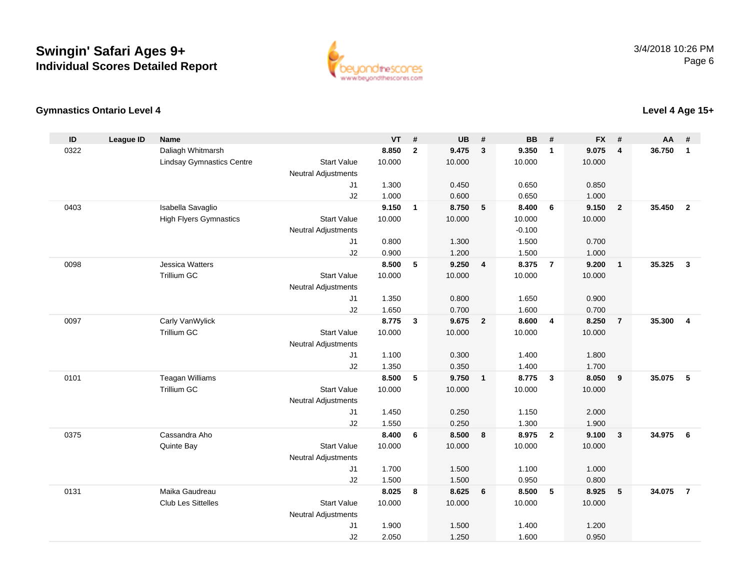# Swingin' Safari Ages 9+

## Individual Scores Detailed Report

3/4/2018 10:26 PM

### Gymnastics Ontario Level 4

### Level 4 Age 15+

| ID | League ID | Name | | VT | # | UB | # | BB | # | FX | # | AA | # |
|---|---|---|---|---|---|---|---|---|---|---|---|---|---|
| 0322 | | Daliagh Whitmarsh | | **8.850** | **2** | **9.475** | **3** | **9.350** | **1** | **9.075** | **4** | **36.750** | **1** |
| | | Lindsay Gymnastics Centre | Start Value | 10.000 | | 10.000 | | 10.000 | | 10.000 | | | |
| | | | Neutral Adjustments | | | | | | | | | | |
| | | | J1 | 1.300 | | 0.450 | | 0.650 | | 0.850 | | | |
| | | | J2 | 1.000 | | 0.600 | | 0.650 | | 1.000 | | | |
| 0403 | | Isabella Savaglio | | **9.150** | **1** | **8.750** | **5** | **8.400** | **6** | **9.150** | **2** | **35.450** | **2** |
| | | High Flyers Gymnastics | Start Value | 10.000 | | 10.000 | | 10.000 | | 10.000 | | | |
| | | | Neutral Adjustments | | | | | -0.100 | | | | | |
| | | | J1 | 0.800 | | 1.300 | | 1.500 | | 0.700 | | | |
| | | | J2 | 0.900 | | 1.200 | | 1.500 | | 1.000 | | | |
| 0098 | | Jessica Watters | | **8.500** | **5** | **9.250** | **4** | **8.375** | **7** | **9.200** | **1** | **35.325** | **3** |
| | | Trillium GC | Start Value | 10.000 | | 10.000 | | 10.000 | | 10.000 | | | |
| | | | Neutral Adjustments | | | | | | | | | | |
| | | | J1 | 1.350 | | 0.800 | | 1.650 | | 0.900 | | | |
| | | | J2 | 1.650 | | 0.700 | | 1.600 | | 0.700 | | | |
| 0097 | | Carly VanWylick | | **8.775** | **3** | **9.675** | **2** | **8.600** | **4** | **8.250** | **7** | **35.300** | **4** |
| | | Trillium GC | Start Value | 10.000 | | 10.000 | | 10.000 | | 10.000 | | | |
| | | | Neutral Adjustments | | | | | | | | | | |
| | | | J1 | 1.100 | | 0.300 | | 1.400 | | 1.800 | | | |
| | | | J2 | 1.350 | | 0.350 | | 1.400 | | 1.700 | | | |
| 0101 | | Teagan Williams | | **8.500** | **5** | **9.750** | **1** | **8.775** | **3** | **8.050** | **9** | **35.075** | **5** |
| | | Trillium GC | Start Value | 10.000 | | 10.000 | | 10.000 | | 10.000 | | | |
| | | | Neutral Adjustments | | | | | | | | | | |
| | | | J1 | 1.450 | | 0.250 | | 1.150 | | 2.000 | | | |
| | | | J2 | 1.550 | | 0.250 | | 1.300 | | 1.900 | | | |
| 0375 | | Cassandra Aho | | **8.400** | **6** | **8.500** | **8** | **8.975** | **2** | **9.100** | **3** | **34.975** | **6** |
| | | Quinte Bay | Start Value | 10.000 | | 10.000 | | 10.000 | | 10.000 | | | |
| | | | Neutral Adjustments | | | | | | | | | | |
| | | | J1 | 1.700 | | 1.500 | | 1.100 | | 1.000 | | | |
| | | | J2 | 1.500 | | 1.500 | | 0.950 | | 0.800 | | | |
| 0131 | | Maika Gaudreau | | **8.025** | **8** | **8.625** | **6** | **8.500** | **5** | **8.925** | **5** | **34.075** | **7** |
| | | Club Les Sittelles | Start Value | 10.000 | | 10.000 | | 10.000 | | 10.000 | | | |
| | | | Neutral Adjustments | | | | | | | | | | |
| | | | J1 | 1.900 | | 1.500 | | 1.400 | | 1.200 | | | |
| | | | J2 | 2.050 | | 1.250 | | 1.600 | | 0.950 | | | |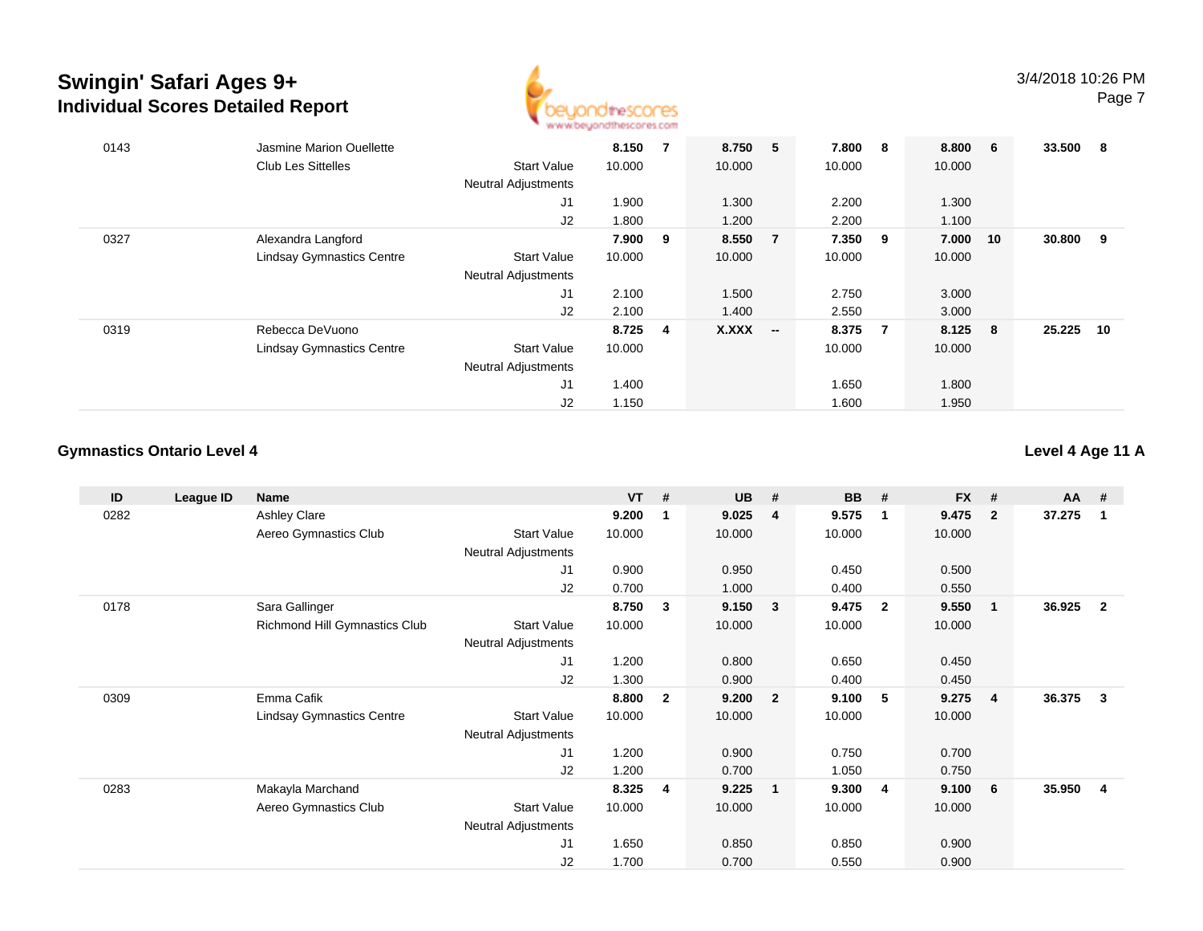# Swingin' Safari Ages 9+

## Individual Scores Detailed Report

| ID | League ID | Name | | VT | # | UB | # | BB | # | FX | # | AA | # |
|---|---|---|---|---|---|---|---|---|---|---|---|---|---|
| 0143 | | Jasmine Marion Ouellette | | **8.150** | **7** | **8.750** | **5** | **7.800** | **8** | **8.800** | **6** | **33.500** | **8** |
| | | Club Les Sittelles | Start Value | 10.000 | | 10.000 | | 10.000 | | 10.000 | | | |
| | | | Neutral Adjustments | | | | | | | | | | |
| | | | J1 | 1.900 | | 1.300 | | 2.200 | | 1.300 | | | |
| | | | J2 | 1.800 | | 1.200 | | 2.200 | | 1.100 | | | |
| 0327 | | Alexandra Langford | | **7.900** | **9** | **8.550** | **7** | **7.350** | **9** | **7.000** | **10** | **30.800** | **9** |
| | | Lindsay Gymnastics Centre | Start Value | 10.000 | | 10.000 | | 10.000 | | 10.000 | | | |
| | | | Neutral Adjustments | | | | | | | | | | |
| | | | J1 | 2.100 | | 1.500 | | 2.750 | | 3.000 | | | |
| | | | J2 | 2.100 | | 1.400 | | 2.550 | | 3.000 | | | |
| 0319 | | Rebecca DeVuono | | **8.725** | **4** | **X.XXX** | **--** | **8.375** | **7** | **8.125** | **8** | **25.225** | **10** |
| | | Lindsay Gymnastics Centre | Start Value | 10.000 | | | | 10.000 | | 10.000 | | | |
| | | | Neutral Adjustments | | | | | | | | | | |
| | | | J1 | 1.400 | | | | 1.650 | | 1.800 | | | |
| | | | J2 | 1.150 | | | | 1.600 | | 1.950 | | | |

### Gymnastics Ontario Level 4

**Level 4 Age 11 A**

| ID | League ID | Name | | VT | # | UB | # | BB | # | FX | # | AA | # |
|---|---|---|---|---|---|---|---|---|---|---|---|---|---|
| 0282 | | Ashley Clare | | **9.200** | **1** | **9.025** | **4** | **9.575** | **1** | **9.475** | **2** | **37.275** | **1** |
| | | Aereo Gymnastics Club | Start Value | 10.000 | | 10.000 | | 10.000 | | 10.000 | | | |
| | | | Neutral Adjustments | | | | | | | | | | |
| | | | J1 | 0.900 | | 0.950 | | 0.450 | | 0.500 | | | |
| | | | J2 | 0.700 | | 1.000 | | 0.400 | | 0.550 | | | |
| 0178 | | Sara Gallinger | | **8.750** | **3** | **9.150** | **3** | **9.475** | **2** | **9.550** | **1** | **36.925** | **2** |
| | | Richmond Hill Gymnastics Club | Start Value | 10.000 | | 10.000 | | 10.000 | | 10.000 | | | |
| | | | Neutral Adjustments | | | | | | | | | | |
| | | | J1 | 1.200 | | 0.800 | | 0.650 | | 0.450 | | | |
| | | | J2 | 1.300 | | 0.900 | | 0.400 | | 0.450 | | | |
| 0309 | | Emma Cafik | | **8.800** | **2** | **9.200** | **2** | **9.100** | **5** | **9.275** | **4** | **36.375** | **3** |
| | | Lindsay Gymnastics Centre | Start Value | 10.000 | | 10.000 | | 10.000 | | 10.000 | | | |
| | | | Neutral Adjustments | | | | | | | | | | |
| | | | J1 | 1.200 | | 0.900 | | 0.750 | | 0.700 | | | |
| | | | J2 | 1.200 | | 0.700 | | 1.050 | | 0.750 | | | |
| 0283 | | Makayla Marchand | | **8.325** | **4** | **9.225** | **1** | **9.300** | **4** | **9.100** | **6** | **35.950** | **4** |
| | | Aereo Gymnastics Club | Start Value | 10.000 | | 10.000 | | 10.000 | | 10.000 | | | |
| | | | Neutral Adjustments | | | | | | | | | | |
| | | | J1 | 1.650 | | 0.850 | | 0.850 | | 0.900 | | | |
| | | | J2 | 1.700 | | 0.700 | | 0.550 | | 0.900 | | | |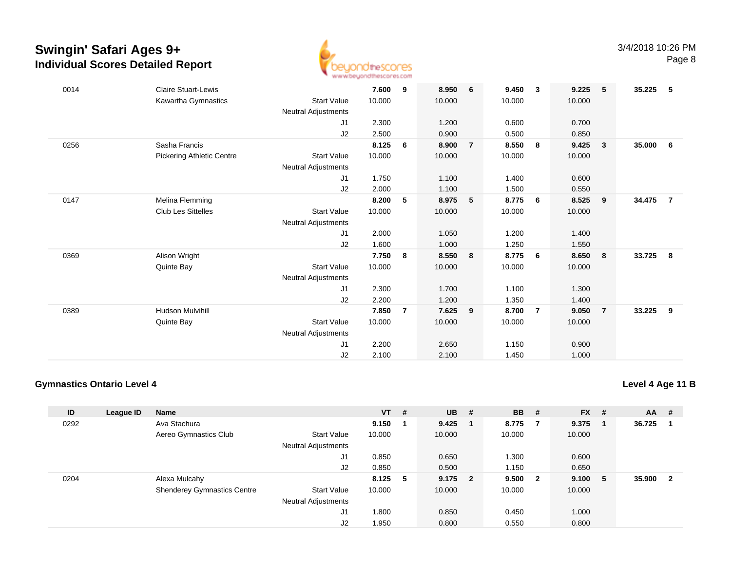# Swingin' Safari Ages 9+
## Individual Scores Detailed Report

3/4/2018 10:26 PM

| ID | League ID | Name | | VT | # | UB | # | BB | # | FX | # | AA | # |
|---|---|---|---|---|---|---|---|---|---|---|---|---|---|
| 0014 | | Claire Stuart-Lewis | | **7.600** | **9** | **8.950** | **6** | **9.450** | **3** | **9.225** | **5** | **35.225** | **5** |
| | | Kawartha Gymnastics | Start Value | 10.000 | | 10.000 | | 10.000 | | 10.000 | | | |
| | | | Neutral Adjustments | | | | | | | | | | |
| | | | J1 | 2.300 | | 1.200 | | 0.600 | | 0.700 | | | |
| | | | J2 | 2.500 | | 0.900 | | 0.500 | | 0.850 | | | |
| 0256 | | Sasha Francis | | **8.125** | **6** | **8.900** | **7** | **8.550** | **8** | **9.425** | **3** | **35.000** | **6** |
| | | Pickering Athletic Centre | Start Value | 10.000 | | 10.000 | | 10.000 | | 10.000 | | | |
| | | | Neutral Adjustments | | | | | | | | | | |
| | | | J1 | 1.750 | | 1.100 | | 1.400 | | 0.600 | | | |
| | | | J2 | 2.000 | | 1.100 | | 1.500 | | 0.550 | | | |
| 0147 | | Melina Flemming | | **8.200** | **5** | **8.975** | **5** | **8.775** | **6** | **8.525** | **9** | **34.475** | **7** |
| | | Club Les Sittelles | Start Value | 10.000 | | 10.000 | | 10.000 | | 10.000 | | | |
| | | | Neutral Adjustments | | | | | | | | | | |
| | | | J1 | 2.000 | | 1.050 | | 1.200 | | 1.400 | | | |
| | | | J2 | 1.600 | | 1.000 | | 1.250 | | 1.550 | | | |
| 0369 | | Alison Wright | | **7.750** | **8** | **8.550** | **8** | **8.775** | **6** | **8.650** | **8** | **33.725** | **8** |
| | | Quinte Bay | Start Value | 10.000 | | 10.000 | | 10.000 | | 10.000 | | | |
| | | | Neutral Adjustments | | | | | | | | | | |
| | | | J1 | 2.300 | | 1.700 | | 1.100 | | 1.300 | | | |
| | | | J2 | 2.200 | | 1.200 | | 1.350 | | 1.400 | | | |
| 0389 | | Hudson Mulvihill | | **7.850** | **7** | **7.625** | **9** | **8.700** | **7** | **9.050** | **7** | **33.225** | **9** |
| | | Quinte Bay | Start Value | 10.000 | | 10.000 | | 10.000 | | 10.000 | | | |
| | | | Neutral Adjustments | | | | | | | | | | |
| | | | J1 | 2.200 | | 2.650 | | 1.150 | | 0.900 | | | |
| | | | J2 | 2.100 | | 2.100 | | 1.450 | | 1.000 | | | |

### Gymnastics Ontario Level 4

**Level 4 Age 11 B**

| ID | League ID | Name | | VT | # | UB | # | BB | # | FX | # | AA | # |
|---|---|---|---|---|---|---|---|---|---|---|---|---|---|
| 0292 | | Ava Stachura | | **9.150** | **1** | **9.425** | **1** | **8.775** | **7** | **9.375** | **1** | **36.725** | **1** |
| | | Aereo Gymnastics Club | Start Value | 10.000 | | 10.000 | | 10.000 | | 10.000 | | | |
| | | | Neutral Adjustments | | | | | | | | | | |
| | | | J1 | 0.850 | | 0.650 | | 1.300 | | 0.600 | | | |
| | | | J2 | 0.850 | | 0.500 | | 1.150 | | 0.650 | | | |
| 0204 | | Alexa Mulcahy | | **8.125** | **5** | **9.175** | **2** | **9.500** | **2** | **9.100** | **5** | **35.900** | **2** |
| | | Shenderey Gymnastics Centre | Start Value | 10.000 | | 10.000 | | 10.000 | | 10.000 | | | |
| | | | Neutral Adjustments | | | | | | | | | | |
| | | | J1 | 1.800 | | 0.850 | | 0.450 | | 1.000 | | | |
| | | | J2 | 1.950 | | 0.800 | | 0.550 | | 0.800 | | | |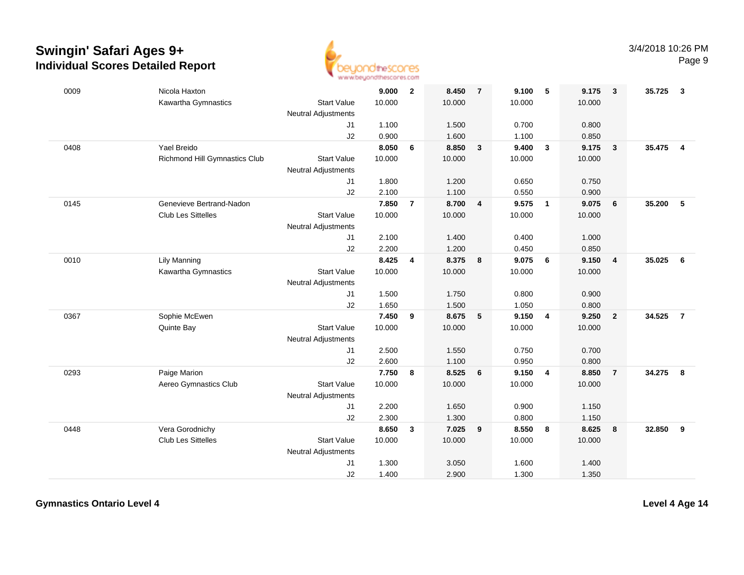# Swingin' Safari Ages 9+
## Individual Scores Detailed Report

3/4/2018 10:26 PM

| # | Name | | Vault | Rank | Bars | Rank | Beam | Rank | Floor | Rank | AA | Rank |
|---|---|---|---|---|---|---|---|---|---|---|---|---|
| 0009 | Nicola Haxton | | 9.000 | 2 | 8.450 | 7 | 9.100 | 5 | 9.175 | 3 | 35.725 | 3 |
| | Kawartha Gymnastics | Start Value | 10.000 | | 10.000 | | 10.000 | | 10.000 | | | |
| | | Neutral Adjustments | | | | | | | | | | |
| | | J1 | 1.100 | | 1.500 | | 0.700 | | 0.800 | | | |
| | | J2 | 0.900 | | 1.600 | | 1.100 | | 0.850 | | | |
| 0408 | Yael Breido | | 8.050 | 6 | 8.850 | 3 | 9.400 | 3 | 9.175 | 3 | 35.475 | 4 |
| | Richmond Hill Gymnastics Club | Start Value | 10.000 | | 10.000 | | 10.000 | | 10.000 | | | |
| | | Neutral Adjustments | | | | | | | | | | |
| | | J1 | 1.800 | | 1.200 | | 0.650 | | 0.750 | | | |
| | | J2 | 2.100 | | 1.100 | | 0.550 | | 0.900 | | | |
| 0145 | Genevieve Bertrand-Nadon | | 7.850 | 7 | 8.700 | 4 | 9.575 | 1 | 9.075 | 6 | 35.200 | 5 |
| | Club Les Sittelles | Start Value | 10.000 | | 10.000 | | 10.000 | | 10.000 | | | |
| | | Neutral Adjustments | | | | | | | | | | |
| | | J1 | 2.100 | | 1.400 | | 0.400 | | 1.000 | | | |
| | | J2 | 2.200 | | 1.200 | | 0.450 | | 0.850 | | | |
| 0010 | Lily Manning | | 8.425 | 4 | 8.375 | 8 | 9.075 | 6 | 9.150 | 4 | 35.025 | 6 |
| | Kawartha Gymnastics | Start Value | 10.000 | | 10.000 | | 10.000 | | 10.000 | | | |
| | | Neutral Adjustments | | | | | | | | | | |
| | | J1 | 1.500 | | 1.750 | | 0.800 | | 0.900 | | | |
| | | J2 | 1.650 | | 1.500 | | 1.050 | | 0.800 | | | |
| 0367 | Sophie McEwen | | 7.450 | 9 | 8.675 | 5 | 9.150 | 4 | 9.250 | 2 | 34.525 | 7 |
| | Quinte Bay | Start Value | 10.000 | | 10.000 | | 10.000 | | 10.000 | | | |
| | | Neutral Adjustments | | | | | | | | | | |
| | | J1 | 2.500 | | 1.550 | | 0.750 | | 0.700 | | | |
| | | J2 | 2.600 | | 1.100 | | 0.950 | | 0.800 | | | |
| 0293 | Paige Marion | | 7.750 | 8 | 8.525 | 6 | 9.150 | 4 | 8.850 | 7 | 34.275 | 8 |
| | Aereo Gymnastics Club | Start Value | 10.000 | | 10.000 | | 10.000 | | 10.000 | | | |
| | | Neutral Adjustments | | | | | | | | | | |
| | | J1 | 2.200 | | 1.650 | | 0.900 | | 1.150 | | | |
| | | J2 | 2.300 | | 1.300 | | 0.800 | | 1.150 | | | |
| 0448 | Vera Gorodnichy | | 8.650 | 3 | 7.025 | 9 | 8.550 | 8 | 8.625 | 8 | 32.850 | 9 |
| | Club Les Sittelles | Start Value | 10.000 | | 10.000 | | 10.000 | | 10.000 | | | |
| | | Neutral Adjustments | | | | | | | | | | |
| | | J1 | 1.300 | | 3.050 | | 1.600 | | 1.400 | | | |
| | | J2 | 1.400 | | 2.900 | | 1.300 | | 1.350 | | | |

**Gymnastics Ontario Level 4** **Level 4 Age 14**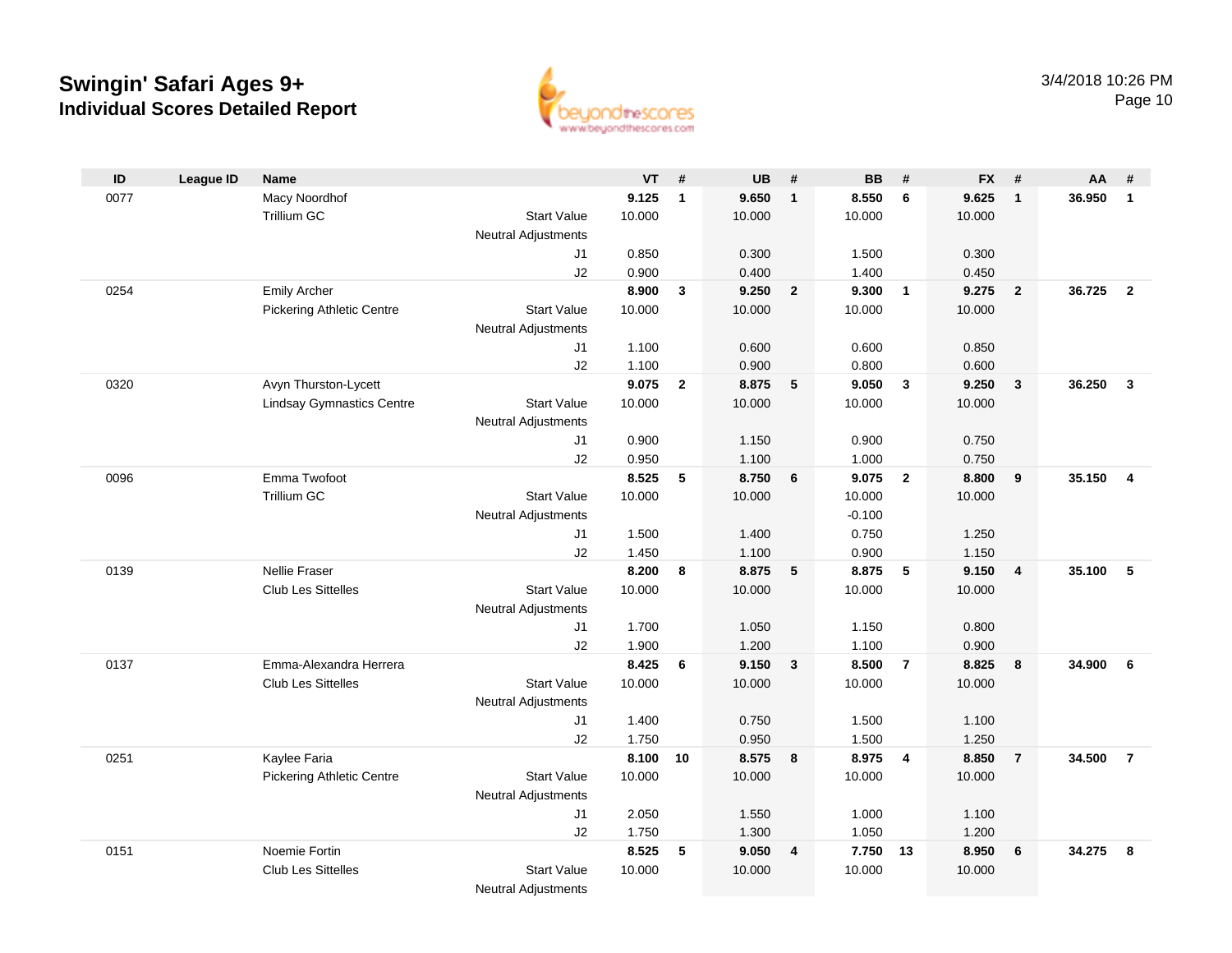# Swingin' Safari Ages 9+

## Individual Scores Detailed Report

3/4/2018 10:26 PM

| ID | League ID | Name | | VT | # | UB | # | BB | # | FX | # | AA | # |
|---|---|---|---|---|---|---|---|---|---|---|---|---|---|
| 0077 | | Macy Noordhof | | **9.125** | **1** | **9.650** | **1** | **8.550** | **6** | **9.625** | **1** | **36.950** | **1** |
| | | Trillium GC | Start Value | 10.000 | | 10.000 | | 10.000 | | 10.000 | | | |
| | | | Neutral Adjustments | | | | | | | | | | |
| | | | J1 | 0.850 | | 0.300 | | 1.500 | | 0.300 | | | |
| | | | J2 | 0.900 | | 0.400 | | 1.400 | | 0.450 | | | |
| 0254 | | Emily Archer | | **8.900** | **3** | **9.250** | **2** | **9.300** | **1** | **9.275** | **2** | **36.725** | **2** |
| | | Pickering Athletic Centre | Start Value | 10.000 | | 10.000 | | 10.000 | | 10.000 | | | |
| | | | Neutral Adjustments | | | | | | | | | | |
| | | | J1 | 1.100 | | 0.600 | | 0.600 | | 0.850 | | | |
| | | | J2 | 1.100 | | 0.900 | | 0.800 | | 0.600 | | | |
| 0320 | | Avyn Thurston-Lycett | | **9.075** | **2** | **8.875** | **5** | **9.050** | **3** | **9.250** | **3** | **36.250** | **3** |
| | | Lindsay Gymnastics Centre | Start Value | 10.000 | | 10.000 | | 10.000 | | 10.000 | | | |
| | | | Neutral Adjustments | | | | | | | | | | |
| | | | J1 | 0.900 | | 1.150 | | 0.900 | | 0.750 | | | |
| | | | J2 | 0.950 | | 1.100 | | 1.000 | | 0.750 | | | |
| 0096 | | Emma Twofoot | | **8.525** | **5** | **8.750** | **6** | **9.075** | **2** | **8.800** | **9** | **35.150** | **4** |
| | | Trillium GC | Start Value | 10.000 | | 10.000 | | 10.000 | | 10.000 | | | |
| | | | Neutral Adjustments | | | | | -0.100 | | | | | |
| | | | J1 | 1.500 | | 1.400 | | 0.750 | | 1.250 | | | |
| | | | J2 | 1.450 | | 1.100 | | 0.900 | | 1.150 | | | |
| 0139 | | Nellie Fraser | | **8.200** | **8** | **8.875** | **5** | **8.875** | **5** | **9.150** | **4** | **35.100** | **5** |
| | | Club Les Sittelles | Start Value | 10.000 | | 10.000 | | 10.000 | | 10.000 | | | |
| | | | Neutral Adjustments | | | | | | | | | | |
| | | | J1 | 1.700 | | 1.050 | | 1.150 | | 0.800 | | | |
| | | | J2 | 1.900 | | 1.200 | | 1.100 | | 0.900 | | | |
| 0137 | | Emma-Alexandra Herrera | | **8.425** | **6** | **9.150** | **3** | **8.500** | **7** | **8.825** | **8** | **34.900** | **6** |
| | | Club Les Sittelles | Start Value | 10.000 | | 10.000 | | 10.000 | | 10.000 | | | |
| | | | Neutral Adjustments | | | | | | | | | | |
| | | | J1 | 1.400 | | 0.750 | | 1.500 | | 1.100 | | | |
| | | | J2 | 1.750 | | 0.950 | | 1.500 | | 1.250 | | | |
| 0251 | | Kaylee Faria | | **8.100** | **10** | **8.575** | **8** | **8.975** | **4** | **8.850** | **7** | **34.500** | **7** |
| | | Pickering Athletic Centre | Start Value | 10.000 | | 10.000 | | 10.000 | | 10.000 | | | |
| | | | Neutral Adjustments | | | | | | | | | | |
| | | | J1 | 2.050 | | 1.550 | | 1.000 | | 1.100 | | | |
| | | | J2 | 1.750 | | 1.300 | | 1.050 | | 1.200 | | | |
| 0151 | | Noemie Fortin | | **8.525** | **5** | **9.050** | **4** | **7.750** | **13** | **8.950** | **6** | **34.275** | **8** |
| | | Club Les Sittelles | Start Value | 10.000 | | 10.000 | | 10.000 | | 10.000 | | | |
| | | | Neutral Adjustments | | | | | | | | | | |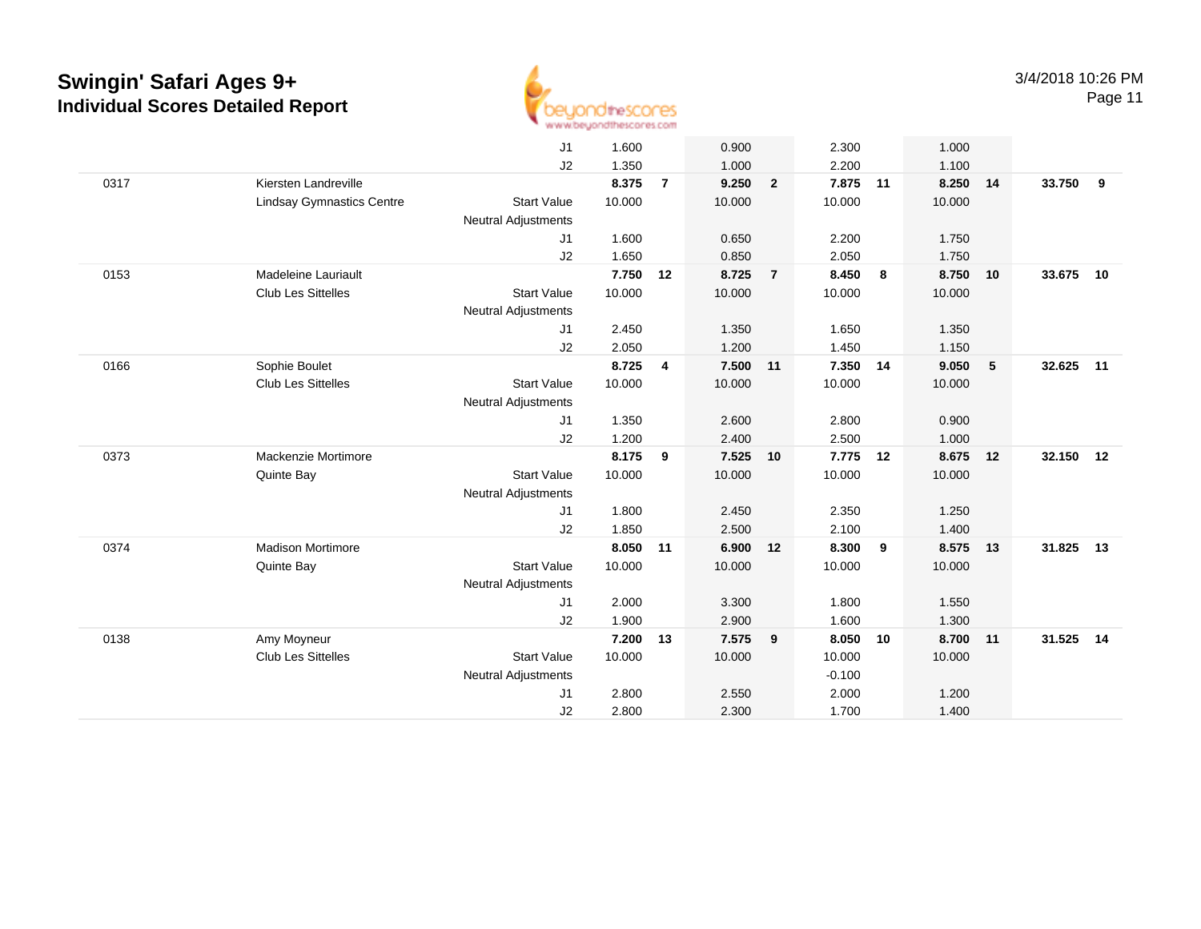# Swingin' Safari Ages 9+

## Individual Scores Detailed Report

3/4/2018 10:26 PM

| | | | | | | | | | | | | |
|---|---|---|---|---|---|---|---|---|---|---|---|---|
| | | J1 | 1.600 | | 0.900 | | 2.300 | | 1.000 | | | |
| | | J2 | 1.350 | | 1.000 | | 2.200 | | 1.100 | | | |
| 0317 | Kiersten Landreville | | **8.375** | **7** | **9.250** | **2** | **7.875** | **11** | **8.250** | **14** | **33.750** | **9** |
| | Lindsay Gymnastics Centre | Start Value | 10.000 | | 10.000 | | 10.000 | | 10.000 | | | |
| | | Neutral Adjustments | | | | | | | | | | |
| | | J1 | 1.600 | | 0.650 | | 2.200 | | 1.750 | | | |
| | | J2 | 1.650 | | 0.850 | | 2.050 | | 1.750 | | | |
| 0153 | Madeleine Lauriault | | **7.750** | **12** | **8.725** | **7** | **8.450** | **8** | **8.750** | **10** | **33.675** | **10** |
| | Club Les Sittelles | Start Value | 10.000 | | 10.000 | | 10.000 | | 10.000 | | | |
| | | Neutral Adjustments | | | | | | | | | | |
| | | J1 | 2.450 | | 1.350 | | 1.650 | | 1.350 | | | |
| | | J2 | 2.050 | | 1.200 | | 1.450 | | 1.150 | | | |
| 0166 | Sophie Boulet | | **8.725** | **4** | **7.500** | **11** | **7.350** | **14** | **9.050** | **5** | **32.625** | **11** |
| | Club Les Sittelles | Start Value | 10.000 | | 10.000 | | 10.000 | | 10.000 | | | |
| | | Neutral Adjustments | | | | | | | | | | |
| | | J1 | 1.350 | | 2.600 | | 2.800 | | 0.900 | | | |
| | | J2 | 1.200 | | 2.400 | | 2.500 | | 1.000 | | | |
| 0373 | Mackenzie Mortimore | | **8.175** | **9** | **7.525** | **10** | **7.775** | **12** | **8.675** | **12** | **32.150** | **12** |
| | Quinte Bay | Start Value | 10.000 | | 10.000 | | 10.000 | | 10.000 | | | |
| | | Neutral Adjustments | | | | | | | | | | |
| | | J1 | 1.800 | | 2.450 | | 2.350 | | 1.250 | | | |
| | | J2 | 1.850 | | 2.500 | | 2.100 | | 1.400 | | | |
| 0374 | Madison Mortimore | | **8.050** | **11** | **6.900** | **12** | **8.300** | **9** | **8.575** | **13** | **31.825** | **13** |
| | Quinte Bay | Start Value | 10.000 | | 10.000 | | 10.000 | | 10.000 | | | |
| | | Neutral Adjustments | | | | | | | | | | |
| | | J1 | 2.000 | | 3.300 | | 1.800 | | 1.550 | | | |
| | | J2 | 1.900 | | 2.900 | | 1.600 | | 1.300 | | | |
| 0138 | Amy Moyneur | | **7.200** | **13** | **7.575** | **9** | **8.050** | **10** | **8.700** | **11** | **31.525** | **14** |
| | Club Les Sittelles | Start Value | 10.000 | | 10.000 | | 10.000 | | 10.000 | | | |
| | | Neutral Adjustments | | | | | -0.100 | | | | | |
| | | J1 | 2.800 | | 2.550 | | 2.000 | | 1.200 | | | |
| | | J2 | 2.800 | | 2.300 | | 1.700 | | 1.400 | | | |